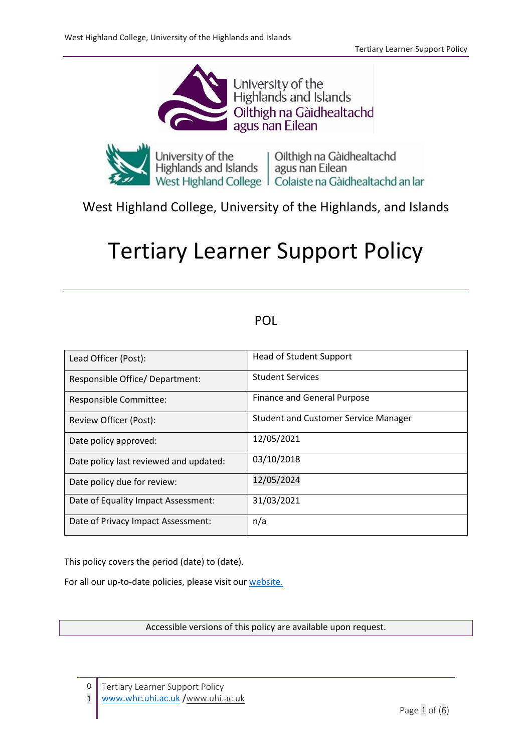West Highland College, University of the Highlands, and Islands

# Tertiary Learner Support Policy

POL

| Lead Officer (Post): | Head of Student Support |
|---|---|
| Responsible Office/ Department: | Student Services |
| Responsible Committee: | Finance and General Purpose |
| Review Officer (Post): | Student and Customer Service Manager |
| Date policy approved: | 12/05/2021 |
| Date policy last reviewed and updated: | 03/10/2018 |
| Date policy due for review: | 12/05/2024 |
| Date of Equality Impact Assessment: | 31/03/2021 |
| Date of Privacy Impact Assessment: | n/a |

This policy covers the period (date) to (date).

For all our up-to-date policies, please visit our website.

Accessible versions of this policy are available upon request.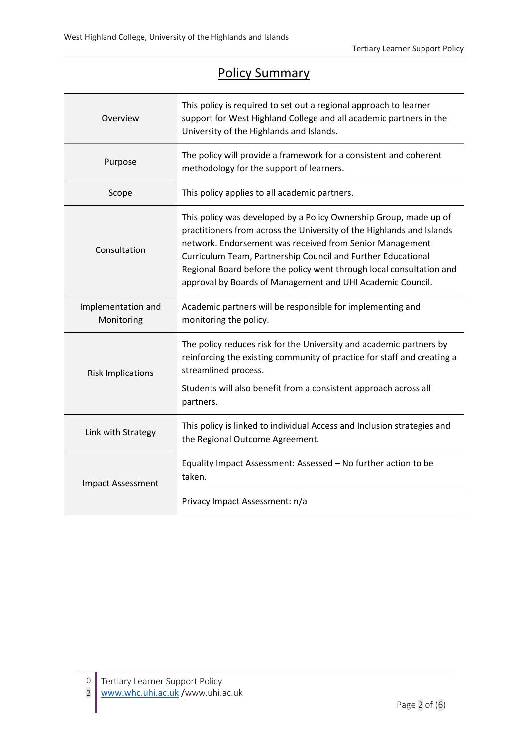# Policy Summary

| | |
|---|---|
| Overview | This policy is required to set out a regional approach to learner support for West Highland College and all academic partners in the University of the Highlands and Islands. |
| Purpose | The policy will provide a framework for a consistent and coherent methodology for the support of learners. |
| Scope | This policy applies to all academic partners. |
| Consultation | This policy was developed by a Policy Ownership Group, made up of practitioners from across the University of the Highlands and Islands network. Endorsement was received from Senior Management Curriculum Team, Partnership Council and Further Educational Regional Board before the policy went through local consultation and approval by Boards of Management and UHI Academic Council. |
| Implementation and Monitoring | Academic partners will be responsible for implementing and monitoring the policy. |
| Risk Implications | The policy reduces risk for the University and academic partners by reinforcing the existing community of practice for staff and creating a streamlined process.<br><br>Students will also benefit from a consistent approach across all partners. |
| Link with Strategy | This policy is linked to individual Access and Inclusion strategies and the Regional Outcome Agreement. |
| Impact Assessment | Equality Impact Assessment: Assessed – No further action to be taken. |
| | Privacy Impact Assessment: n/a |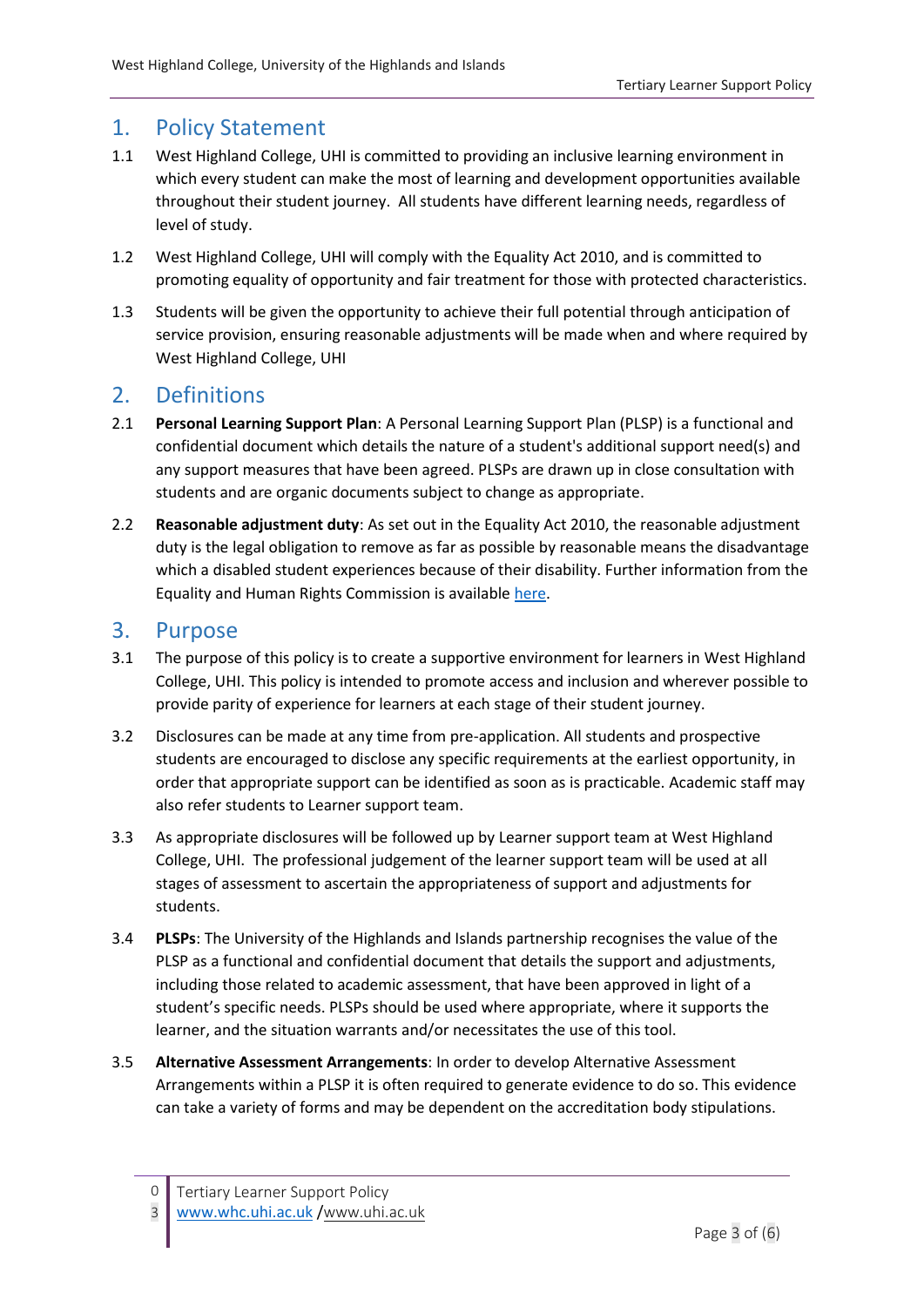## 1. Policy Statement

1.1 West Highland College, UHI is committed to providing an inclusive learning environment in which every student can make the most of learning and development opportunities available throughout their student journey. All students have different learning needs, regardless of level of study.

1.2 West Highland College, UHI will comply with the Equality Act 2010, and is committed to promoting equality of opportunity and fair treatment for those with protected characteristics.

1.3 Students will be given the opportunity to achieve their full potential through anticipation of service provision, ensuring reasonable adjustments will be made when and where required by West Highland College, UHI

## 2. Definitions

2.1 **Personal Learning Support Plan**: A Personal Learning Support Plan (PLSP) is a functional and confidential document which details the nature of a student's additional support need(s) and any support measures that have been agreed. PLSPs are drawn up in close consultation with students and are organic documents subject to change as appropriate.

2.2 **Reasonable adjustment duty**: As set out in the Equality Act 2010, the reasonable adjustment duty is the legal obligation to remove as far as possible by reasonable means the disadvantage which a disabled student experiences because of their disability. Further information from the Equality and Human Rights Commission is available here.

## 3. Purpose

3.1 The purpose of this policy is to create a supportive environment for learners in West Highland College, UHI. This policy is intended to promote access and inclusion and wherever possible to provide parity of experience for learners at each stage of their student journey.

3.2 Disclosures can be made at any time from pre-application. All students and prospective students are encouraged to disclose any specific requirements at the earliest opportunity, in order that appropriate support can be identified as soon as is practicable. Academic staff may also refer students to Learner support team.

3.3 As appropriate disclosures will be followed up by Learner support team at West Highland College, UHI. The professional judgement of the learner support team will be used at all stages of assessment to ascertain the appropriateness of support and adjustments for students.

3.4 **PLSPs**: The University of the Highlands and Islands partnership recognises the value of the PLSP as a functional and confidential document that details the support and adjustments, including those related to academic assessment, that have been approved in light of a student's specific needs. PLSPs should be used where appropriate, where it supports the learner, and the situation warrants and/or necessitates the use of this tool.

3.5 **Alternative Assessment Arrangements**: In order to develop Alternative Assessment Arrangements within a PLSP it is often required to generate evidence to do so. This evidence can take a variety of forms and may be dependent on the accreditation body stipulations.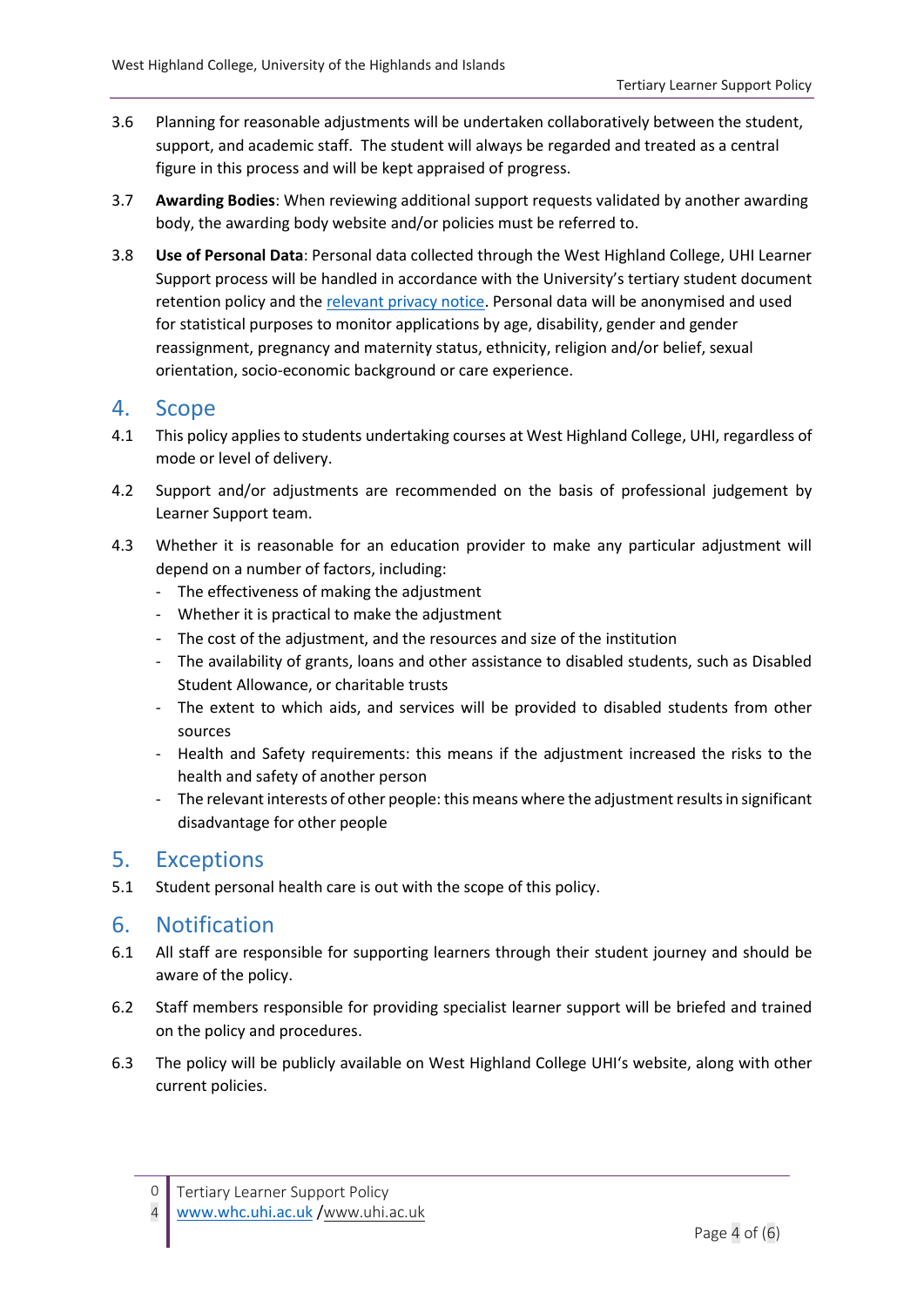3.6 Planning for reasonable adjustments will be undertaken collaboratively between the student, support, and academic staff. The student will always be regarded and treated as a central figure in this process and will be kept appraised of progress.

3.7 **Awarding Bodies**: When reviewing additional support requests validated by another awarding body, the awarding body website and/or policies must be referred to.

3.8 **Use of Personal Data**: Personal data collected through the West Highland College, UHI Learner Support process will be handled in accordance with the University's tertiary student document retention policy and the relevant privacy notice. Personal data will be anonymised and used for statistical purposes to monitor applications by age, disability, gender and gender reassignment, pregnancy and maternity status, ethnicity, religion and/or belief, sexual orientation, socio-economic background or care experience.

## 4. Scope

4.1 This policy applies to students undertaking courses at West Highland College, UHI, regardless of mode or level of delivery.

4.2 Support and/or adjustments are recommended on the basis of professional judgement by Learner Support team.

4.3 Whether it is reasonable for an education provider to make any particular adjustment will depend on a number of factors, including:

- The effectiveness of making the adjustment
- Whether it is practical to make the adjustment
- The cost of the adjustment, and the resources and size of the institution
- The availability of grants, loans and other assistance to disabled students, such as Disabled Student Allowance, or charitable trusts
- The extent to which aids, and services will be provided to disabled students from other sources
- Health and Safety requirements: this means if the adjustment increased the risks to the health and safety of another person
- The relevant interests of other people: this means where the adjustment results in significant disadvantage for other people

## 5. Exceptions

5.1 Student personal health care is out with the scope of this policy.

## 6. Notification

6.1 All staff are responsible for supporting learners through their student journey and should be aware of the policy.

6.2 Staff members responsible for providing specialist learner support will be briefed and trained on the policy and procedures.

6.3 The policy will be publicly available on West Highland College UHI's website, along with other current policies.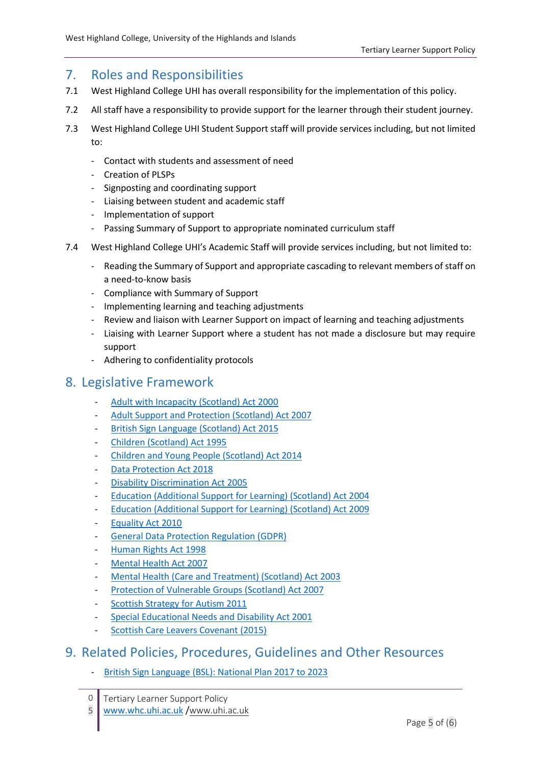## 7. Roles and Responsibilities

7.1 West Highland College UHI has overall responsibility for the implementation of this policy.

7.2 All staff have a responsibility to provide support for the learner through their student journey.

7.3 West Highland College UHI Student Support staff will provide services including, but not limited to:

- Contact with students and assessment of need
- Creation of PLSPs
- Signposting and coordinating support
- Liaising between student and academic staff
- Implementation of support
- Passing Summary of Support to appropriate nominated curriculum staff

7.4 West Highland College UHI's Academic Staff will provide services including, but not limited to:

- Reading the Summary of Support and appropriate cascading to relevant members of staff on a need-to-know basis
- Compliance with Summary of Support
- Implementing learning and teaching adjustments
- Review and liaison with Learner Support on impact of learning and teaching adjustments
- Liaising with Learner Support where a student has not made a disclosure but may require support
- Adhering to confidentiality protocols

## 8. Legislative Framework

- Adult with Incapacity (Scotland) Act 2000
- Adult Support and Protection (Scotland) Act 2007
- British Sign Language (Scotland) Act 2015
- Children (Scotland) Act 1995
- Children and Young People (Scotland) Act 2014
- Data Protection Act 2018
- Disability Discrimination Act 2005
- Education (Additional Support for Learning) (Scotland) Act 2004
- Education (Additional Support for Learning) (Scotland) Act 2009
- Equality Act 2010
- General Data Protection Regulation (GDPR)
- Human Rights Act 1998
- Mental Health Act 2007
- Mental Health (Care and Treatment) (Scotland) Act 2003
- Protection of Vulnerable Groups (Scotland) Act 2007
- Scottish Strategy for Autism 2011
- Special Educational Needs and Disability Act 2001
- Scottish Care Leavers Covenant (2015)

## 9. Related Policies, Procedures, Guidelines and Other Resources

- British Sign Language (BSL): National Plan 2017 to 2023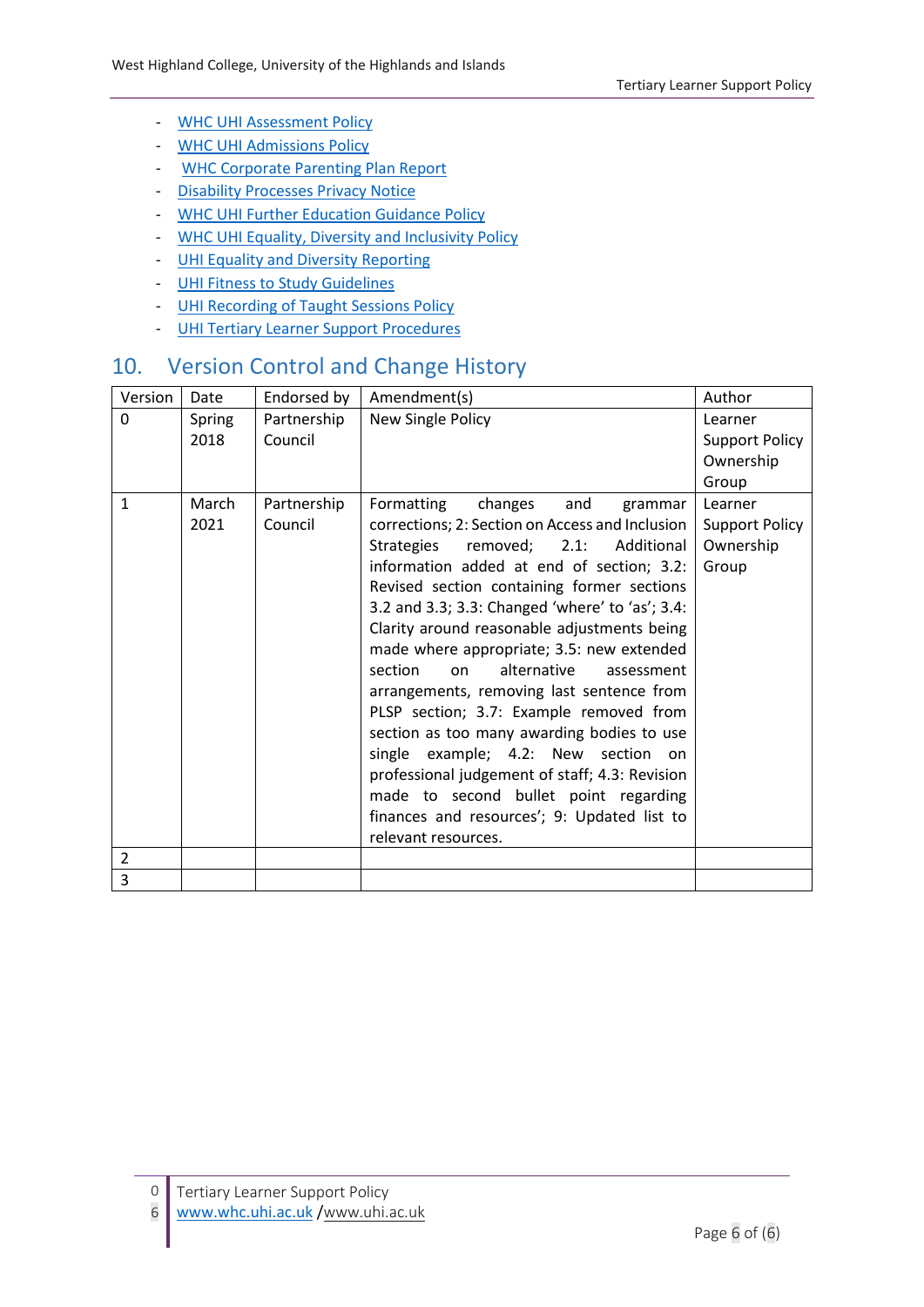- WHC UHI Assessment Policy
- WHC UHI Admissions Policy
- WHC Corporate Parenting Plan Report
- Disability Processes Privacy Notice
- WHC UHI Further Education Guidance Policy
- WHC UHI Equality, Diversity and Inclusivity Policy
- UHI Equality and Diversity Reporting
- UHI Fitness to Study Guidelines
- UHI Recording of Taught Sessions Policy
- UHI Tertiary Learner Support Procedures

## 10. Version Control and Change History

| Version | Date | Endorsed by | Amendment(s) | Author |
|---|---|---|---|---|
| 0 | Spring 2018 | Partnership Council | New Single Policy | Learner Support Policy Ownership Group |
| 1 | March 2021 | Partnership Council | Formatting changes and grammar corrections; 2: Section on Access and Inclusion Strategies removed; 2.1: Additional information added at end of section; 3.2: Revised section containing former sections 3.2 and 3.3; 3.3: Changed 'where' to 'as'; 3.4: Clarity around reasonable adjustments being made where appropriate; 3.5: new extended section on alternative assessment arrangements, removing last sentence from PLSP section; 3.7: Example removed from section as too many awarding bodies to use single example; 4.2: New section on professional judgement of staff; 4.3: Revision made to second bullet point regarding finances and resources'; 9: Updated list to relevant resources. | Learner Support Policy Ownership Group |
| 2 | | | | |
| 3 | | | | |